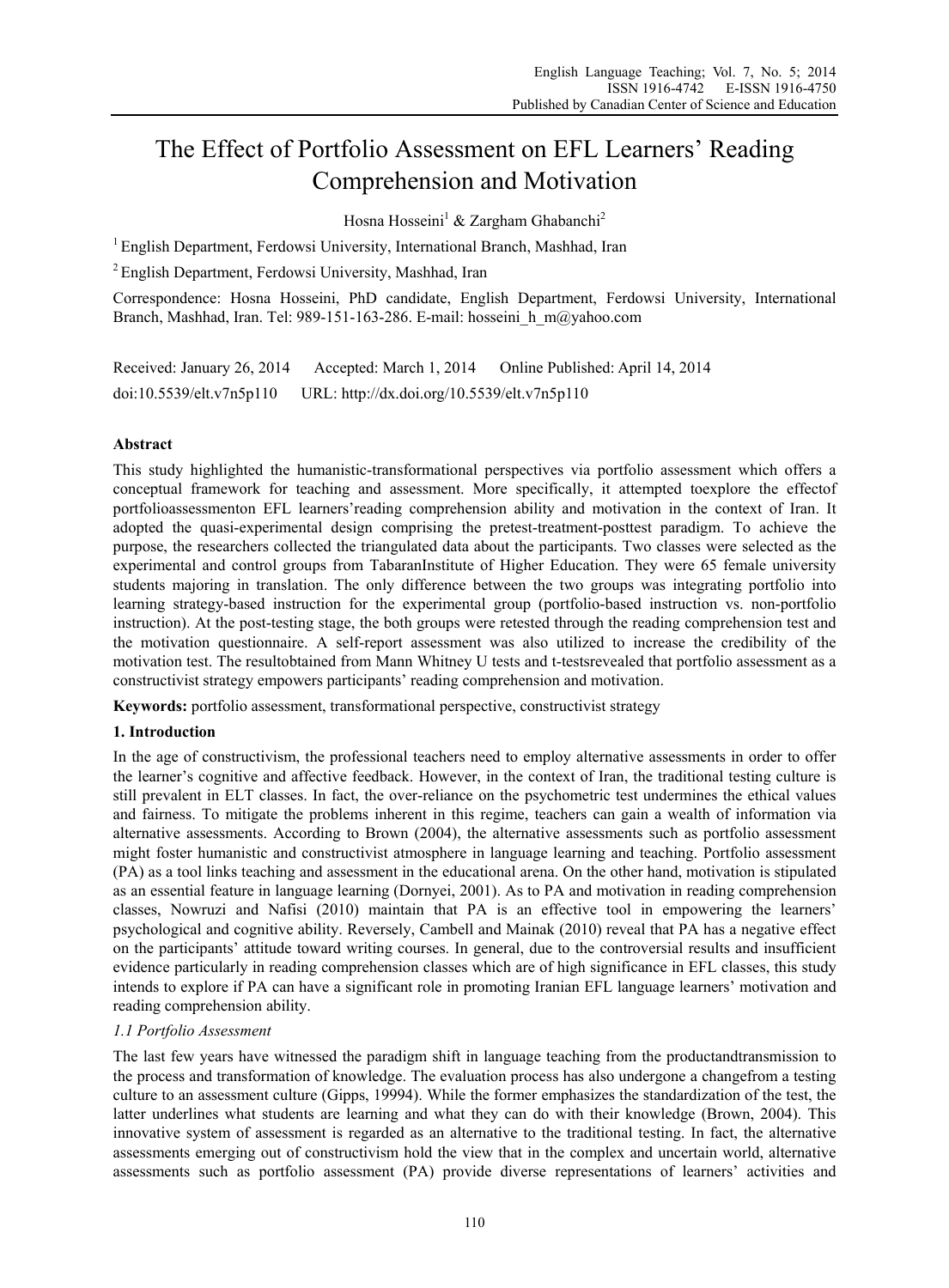# The Effect of Portfolio Assessment on EFL Learners' Reading Comprehension and Motivation

Hosna Hosseini[1] & Zargham Ghabanchi[2]

[1] English Department, Ferdowsi University, International Branch, Mashhad, Iran

[2] English Department, Ferdowsi University, Mashhad, Iran

Correspondence: Hosna Hosseini, PhD candidate, English Department, Ferdowsi University, International Branch, Mashhad, Iran. Tel: 989-151-163-286. E-mail: hosseini_h_m@yahoo.com

Received: January 26, 2014 Accepted: March 1, 2014 Online Published: April 14, 2014

doi:10.5539/elt.v7n5p110 URL: http://dx.doi.org/10.5539/elt.v7n5p110

## Abstract

This study highlighted the humanistic-transformational perspectives via portfolio assessment which offers a conceptual framework for teaching and assessment. More specifically, it attempted toexplore the effectof portfolioassessmenton EFL learners'reading comprehension ability and motivation in the context of Iran. It adopted the quasi-experimental design comprising the pretest-treatment-posttest paradigm. To achieve the purpose, the researchers collected the triangulated data about the participants. Two classes were selected as the experimental and control groups from TabaranInstitute of Higher Education. They were 65 female university students majoring in translation. The only difference between the two groups was integrating portfolio into learning strategy-based instruction for the experimental group (portfolio-based instruction vs. non-portfolio instruction). At the post-testing stage, the both groups were retested through the reading comprehension test and the motivation questionnaire. A self-report assessment was also utilized to increase the credibility of the motivation test. The resultobtained from Mann Whitney U tests and t-testsrevealed that portfolio assessment as a constructivist strategy empowers participants' reading comprehension and motivation.

**Keywords:** portfolio assessment, transformational perspective, constructivist strategy

## 1. Introduction

In the age of constructivism, the professional teachers need to employ alternative assessments in order to offer the learner's cognitive and affective feedback. However, in the context of Iran, the traditional testing culture is still prevalent in ELT classes. In fact, the over-reliance on the psychometric test undermines the ethical values and fairness. To mitigate the problems inherent in this regime, teachers can gain a wealth of information via alternative assessments. According to Brown (2004), the alternative assessments such as portfolio assessment might foster humanistic and constructivist atmosphere in language learning and teaching. Portfolio assessment (PA) as a tool links teaching and assessment in the educational arena. On the other hand, motivation is stipulated as an essential feature in language learning (Dornyei, 2001). As to PA and motivation in reading comprehension classes, Nowruzi and Nafisi (2010) maintain that PA is an effective tool in empowering the learners' psychological and cognitive ability. Reversely, Cambell and Mainak (2010) reveal that PA has a negative effect on the participants' attitude toward writing courses. In general, due to the controversial results and insufficient evidence particularly in reading comprehension classes which are of high significance in EFL classes, this study intends to explore if PA can have a significant role in promoting Iranian EFL language learners' motivation and reading comprehension ability.

### *1.1 Portfolio Assessment*

The last few years have witnessed the paradigm shift in language teaching from the productandtransmission to the process and transformation of knowledge. The evaluation process has also undergone a changefrom a testing culture to an assessment culture (Gipps, 19994). While the former emphasizes the standardization of the test, the latter underlines what students are learning and what they can do with their knowledge (Brown, 2004). This innovative system of assessment is regarded as an alternative to the traditional testing. In fact, the alternative assessments emerging out of constructivism hold the view that in the complex and uncertain world, alternative assessments such as portfolio assessment (PA) provide diverse representations of learners' activities and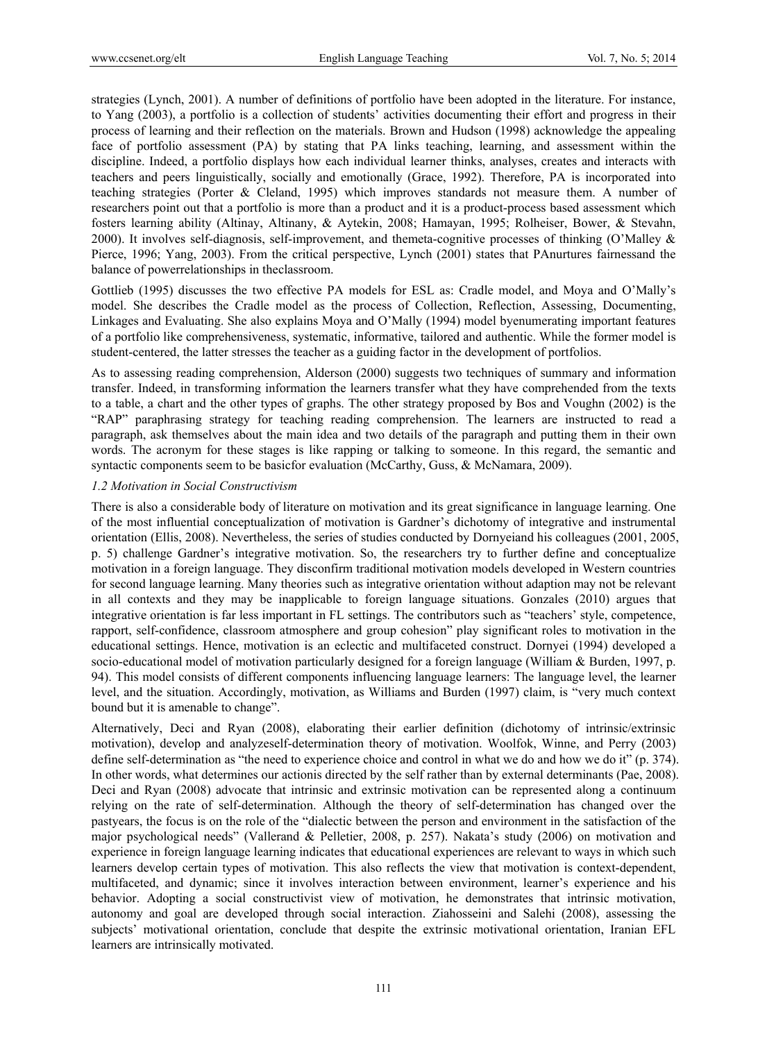strategies (Lynch, 2001). A number of definitions of portfolio have been adopted in the literature. For instance, to Yang (2003), a portfolio is a collection of students' activities documenting their effort and progress in their process of learning and their reflection on the materials. Brown and Hudson (1998) acknowledge the appealing face of portfolio assessment (PA) by stating that PA links teaching, learning, and assessment within the discipline. Indeed, a portfolio displays how each individual learner thinks, analyses, creates and interacts with teachers and peers linguistically, socially and emotionally (Grace, 1992). Therefore, PA is incorporated into teaching strategies (Porter & Cleland, 1995) which improves standards not measure them. A number of researchers point out that a portfolio is more than a product and it is a product-process based assessment which fosters learning ability (Altinay, Altinany, & Aytekin, 2008; Hamayan, 1995; Rolheiser, Bower, & Stevahn, 2000). It involves self-diagnosis, self-improvement, and themeta-cognitive processes of thinking (O'Malley & Pierce, 1996; Yang, 2003). From the critical perspective, Lynch (2001) states that PAnurtures fairnessand the balance of powerrelationships in theclassroom.

Gottlieb (1995) discusses the two effective PA models for ESL as: Cradle model, and Moya and O'Mally's model. She describes the Cradle model as the process of Collection, Reflection, Assessing, Documenting, Linkages and Evaluating. She also explains Moya and O'Mally (1994) model byenumerating important features of a portfolio like comprehensiveness, systematic, informative, tailored and authentic. While the former model is student-centered, the latter stresses the teacher as a guiding factor in the development of portfolios.

As to assessing reading comprehension, Alderson (2000) suggests two techniques of summary and information transfer. Indeed, in transforming information the learners transfer what they have comprehended from the texts to a table, a chart and the other types of graphs. The other strategy proposed by Bos and Voughn (2002) is the "RAP" paraphrasing strategy for teaching reading comprehension. The learners are instructed to read a paragraph, ask themselves about the main idea and two details of the paragraph and putting them in their own words. The acronym for these stages is like rapping or talking to someone. In this regard, the semantic and syntactic components seem to be basicfor evaluation (McCarthy, Guss, & McNamara, 2009).

### *1.2 Motivation in Social Constructivism*

There is also a considerable body of literature on motivation and its great significance in language learning. One of the most influential conceptualization of motivation is Gardner's dichotomy of integrative and instrumental orientation (Ellis, 2008). Nevertheless, the series of studies conducted by Dornyeiand his colleagues (2001, 2005, p. 5) challenge Gardner's integrative motivation. So, the researchers try to further define and conceptualize motivation in a foreign language. They disconfirm traditional motivation models developed in Western countries for second language learning. Many theories such as integrative orientation without adaption may not be relevant in all contexts and they may be inapplicable to foreign language situations. Gonzales (2010) argues that integrative orientation is far less important in FL settings. The contributors such as "teachers' style, competence, rapport, self-confidence, classroom atmosphere and group cohesion" play significant roles to motivation in the educational settings. Hence, motivation is an eclectic and multifaceted construct. Dornyei (1994) developed a socio-educational model of motivation particularly designed for a foreign language (William & Burden, 1997, p. 94). This model consists of different components influencing language learners: The language level, the learner level, and the situation. Accordingly, motivation, as Williams and Burden (1997) claim, is "very much context bound but it is amenable to change".

Alternatively, Deci and Ryan (2008), elaborating their earlier definition (dichotomy of intrinsic/extrinsic motivation), develop and analyzeself-determination theory of motivation. Woolfok, Winne, and Perry (2003) define self-determination as "the need to experience choice and control in what we do and how we do it" (p. 374). In other words, what determines our actionis directed by the self rather than by external determinants (Pae, 2008). Deci and Ryan (2008) advocate that intrinsic and extrinsic motivation can be represented along a continuum relying on the rate of self-determination. Although the theory of self-determination has changed over the pastyears, the focus is on the role of the "dialectic between the person and environment in the satisfaction of the major psychological needs" (Vallerand & Pelletier, 2008, p. 257). Nakata's study (2006) on motivation and experience in foreign language learning indicates that educational experiences are relevant to ways in which such learners develop certain types of motivation. This also reflects the view that motivation is context-dependent, multifaceted, and dynamic; since it involves interaction between environment, learner's experience and his behavior. Adopting a social constructivist view of motivation, he demonstrates that intrinsic motivation, autonomy and goal are developed through social interaction. Ziahosseini and Salehi (2008), assessing the subjects' motivational orientation, conclude that despite the extrinsic motivational orientation, Iranian EFL learners are intrinsically motivated.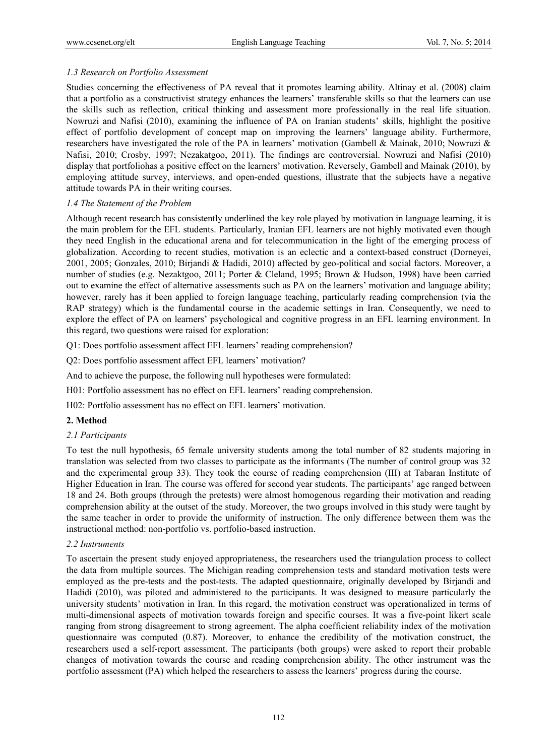### *1.3 Research on Portfolio Assessment*

Studies concerning the effectiveness of PA reveal that it promotes learning ability. Altinay et al. (2008) claim that a portfolio as a constructivist strategy enhances the learners' transferable skills so that the learners can use the skills such as reflection, critical thinking and assessment more professionally in the real life situation. Nowruzi and Nafisi (2010), examining the influence of PA on Iranian students' skills, highlight the positive effect of portfolio development of concept map on improving the learners' language ability. Furthermore, researchers have investigated the role of the PA in learners' motivation (Gambell & Mainak, 2010; Nowruzi & Nafisi, 2010; Crosby, 1997; Nezakatgoo, 2011). The findings are controversial. Nowruzi and Nafisi (2010) display that portfoliohas a positive effect on the learners' motivation. Reversely, Gambell and Mainak (2010), by employing attitude survey, interviews, and open-ended questions, illustrate that the subjects have a negative attitude towards PA in their writing courses.

### *1.4 The Statement of the Problem*

Although recent research has consistently underlined the key role played by motivation in language learning, it is the main problem for the EFL students. Particularly, Iranian EFL learners are not highly motivated even though they need English in the educational arena and for telecommunication in the light of the emerging process of globalization. According to recent studies, motivation is an eclectic and a context-based construct (Dorneyei, 2001, 2005; Gonzales, 2010; Birjandi & Hadidi, 2010) affected by geo-political and social factors. Moreover, a number of studies (e.g. Nezaktgoo, 2011; Porter & Cleland, 1995; Brown & Hudson, 1998) have been carried out to examine the effect of alternative assessments such as PA on the learners' motivation and language ability; however, rarely has it been applied to foreign language teaching, particularly reading comprehension (via the RAP strategy) which is the fundamental course in the academic settings in Iran. Consequently, we need to explore the effect of PA on learners' psychological and cognitive progress in an EFL learning environment. In this regard, two questions were raised for exploration:

Q1: Does portfolio assessment affect EFL learners' reading comprehension?

Q2: Does portfolio assessment affect EFL learners' motivation?

And to achieve the purpose, the following null hypotheses were formulated:

H01: Portfolio assessment has no effect on EFL learners' reading comprehension.

H02: Portfolio assessment has no effect on EFL learners' motivation.

## **2. Method**

### *2.1 Participants*

To test the null hypothesis, 65 female university students among the total number of 82 students majoring in translation was selected from two classes to participate as the informants (The number of control group was 32 and the experimental group 33). They took the course of reading comprehension (III) at Tabaran Institute of Higher Education in Iran. The course was offered for second year students. The participants' age ranged between 18 and 24. Both groups (through the pretests) were almost homogenous regarding their motivation and reading comprehension ability at the outset of the study. Moreover, the two groups involved in this study were taught by the same teacher in order to provide the uniformity of instruction. The only difference between them was the instructional method: non-portfolio vs. portfolio-based instruction.

### *2.2 Instruments*

To ascertain the present study enjoyed appropriateness, the researchers used the triangulation process to collect the data from multiple sources. The Michigan reading comprehension tests and standard motivation tests were employed as the pre-tests and the post-tests. The adapted questionnaire, originally developed by Birjandi and Hadidi (2010), was piloted and administered to the participants. It was designed to measure particularly the university students' motivation in Iran. In this regard, the motivation construct was operationalized in terms of multi-dimensional aspects of motivation towards foreign and specific courses. It was a five-point likert scale ranging from strong disagreement to strong agreement. The alpha coefficient reliability index of the motivation questionnaire was computed (0.87). Moreover, to enhance the credibility of the motivation construct, the researchers used a self-report assessment. The participants (both groups) were asked to report their probable changes of motivation towards the course and reading comprehension ability. The other instrument was the portfolio assessment (PA) which helped the researchers to assess the learners' progress during the course.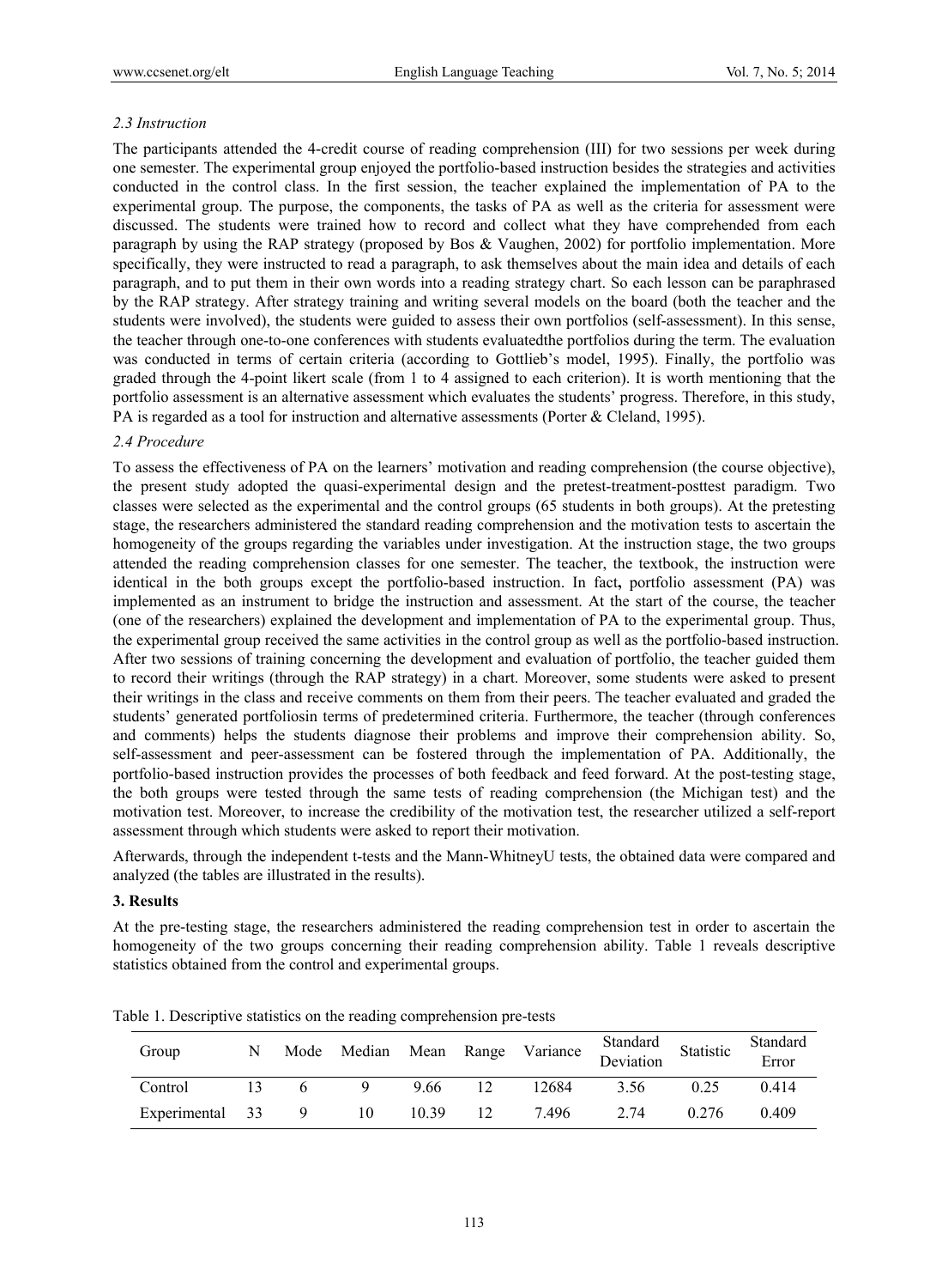### *2.3 Instruction*

The participants attended the 4-credit course of reading comprehension (III) for two sessions per week during one semester. The experimental group enjoyed the portfolio-based instruction besides the strategies and activities conducted in the control class. In the first session, the teacher explained the implementation of PA to the experimental group. The purpose, the components, the tasks of PA as well as the criteria for assessment were discussed. The students were trained how to record and collect what they have comprehended from each paragraph by using the RAP strategy (proposed by Bos & Vaughen, 2002) for portfolio implementation. More specifically, they were instructed to read a paragraph, to ask themselves about the main idea and details of each paragraph, and to put them in their own words into a reading strategy chart. So each lesson can be paraphrased by the RAP strategy. After strategy training and writing several models on the board (both the teacher and the students were involved), the students were guided to assess their own portfolios (self-assessment). In this sense, the teacher through one-to-one conferences with students evaluatedthe portfolios during the term. The evaluation was conducted in terms of certain criteria (according to Gottlieb's model, 1995). Finally, the portfolio was graded through the 4-point likert scale (from 1 to 4 assigned to each criterion). It is worth mentioning that the portfolio assessment is an alternative assessment which evaluates the students' progress. Therefore, in this study, PA is regarded as a tool for instruction and alternative assessments (Porter & Cleland, 1995).

### *2.4 Procedure*

To assess the effectiveness of PA on the learners' motivation and reading comprehension (the course objective), the present study adopted the quasi-experimental design and the pretest-treatment-posttest paradigm. Two classes were selected as the experimental and the control groups (65 students in both groups). At the pretesting stage, the researchers administered the standard reading comprehension and the motivation tests to ascertain the homogeneity of the groups regarding the variables under investigation. At the instruction stage, the two groups attended the reading comprehension classes for one semester. The teacher, the textbook, the instruction were identical in the both groups except the portfolio-based instruction. In fact**,** portfolio assessment (PA) was implemented as an instrument to bridge the instruction and assessment. At the start of the course, the teacher (one of the researchers) explained the development and implementation of PA to the experimental group. Thus, the experimental group received the same activities in the control group as well as the portfolio-based instruction. After two sessions of training concerning the development and evaluation of portfolio, the teacher guided them to record their writings (through the RAP strategy) in a chart. Moreover, some students were asked to present their writings in the class and receive comments on them from their peers. The teacher evaluated and graded the students' generated portfoliosin terms of predetermined criteria. Furthermore, the teacher (through conferences and comments) helps the students diagnose their problems and improve their comprehension ability. So, self-assessment and peer-assessment can be fostered through the implementation of PA. Additionally, the portfolio-based instruction provides the processes of both feedback and feed forward. At the post-testing stage, the both groups were tested through the same tests of reading comprehension (the Michigan test) and the motivation test. Moreover, to increase the credibility of the motivation test, the researcher utilized a self-report assessment through which students were asked to report their motivation.

Afterwards, through the independent t-tests and the Mann-WhitneyU tests, the obtained data were compared and analyzed (the tables are illustrated in the results).

## 3. Results

At the pre-testing stage, the researchers administered the reading comprehension test in order to ascertain the homogeneity of the two groups concerning their reading comprehension ability. Table 1 reveals descriptive statistics obtained from the control and experimental groups.

Table 1. Descriptive statistics on the reading comprehension pre-tests

| Group | N | Mode | Median | Mean | Range | Variance | Standard Deviation | Statistic | Standard Error |
|---|---|---|---|---|---|---|---|---|---|
| Control | 13 | 6 | 9 | 9.66 | 12 | 12684 | 3.56 | 0.25 | 0.414 |
| Experimental | 33 | 9 | 10 | 10.39 | 12 | 7.496 | 2.74 | 0.276 | 0.409 |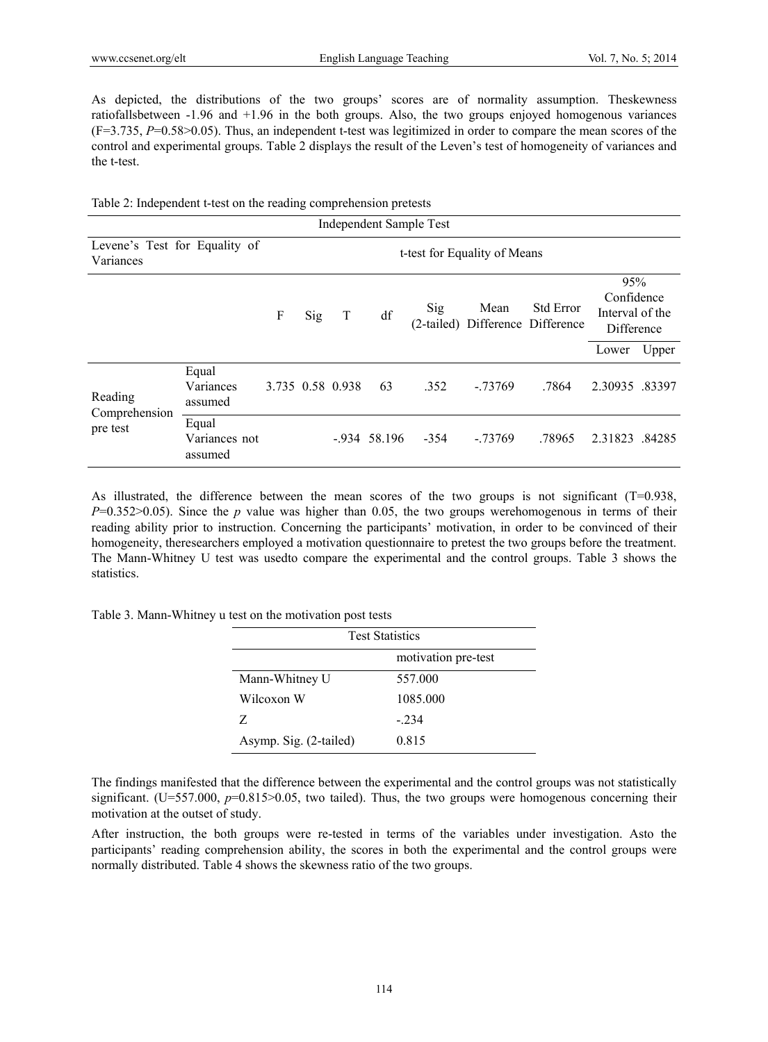As depicted, the distributions of the two groups' scores are of normality assumption. Theskewness ratiofallsbetween -1.96 and +1.96 in the both groups. Also, the two groups enjoyed homogenous variances (F=3.735, *P*=0.58>0.05). Thus, an independent t-test was legitimized in order to compare the mean scores of the control and experimental groups. Table 2 displays the result of the Leven's test of homogeneity of variances and the t-test.

Table 2: Independent t-test on the reading comprehension pretests

| Independent Sample Test | | | | | | | | | | |
|---|---|---|---|---|---|---|---|---|---|---|
| Levene's Test for Equality of Variances | | | | t-test for Equality of Means | | | | | | |
| | | F | Sig | T | df | Sig (2-tailed) | Mean Difference | Std Error Difference | 95% Confidence Interval of the Difference | |
| | | | | | | | | | Lower | Upper |
| Reading Comprehension pre test | Equal Variances assumed | 3.735 | 0.58 | 0.938 | 63 | .352 | -.73769 | .7864 | 2.30935 | .83397 |
| | Equal Variances not assumed | | | -.934 | 58.196 | -354 | -.73769 | .78965 | 2.31823 | .84285 |

As illustrated, the difference between the mean scores of the two groups is not significant (T=0.938, *P*=0.352>0.05). Since the *p* value was higher than 0.05, the two groups werehomogenous in terms of their reading ability prior to instruction. Concerning the participants' motivation, in order to be convinced of their homogeneity, theresearchers employed a motivation questionnaire to pretest the two groups before the treatment. The Mann-Whitney U test was usedto compare the experimental and the control groups. Table 3 shows the statistics.

Table 3. Mann-Whitney u test on the motivation post tests

| Test Statistics | |
|---|---|
| | motivation pre-test |
| Mann-Whitney U | 557.000 |
| Wilcoxon W | 1085.000 |
| Z | -.234 |
| Asymp. Sig. (2-tailed) | 0.815 |

The findings manifested that the difference between the experimental and the control groups was not statistically significant. (U=557.000, *p*=0.815>0.05, two tailed). Thus, the two groups were homogenous concerning their motivation at the outset of study.

After instruction, the both groups were re-tested in terms of the variables under investigation. Asto the participants' reading comprehension ability, the scores in both the experimental and the control groups were normally distributed. Table 4 shows the skewness ratio of the two groups.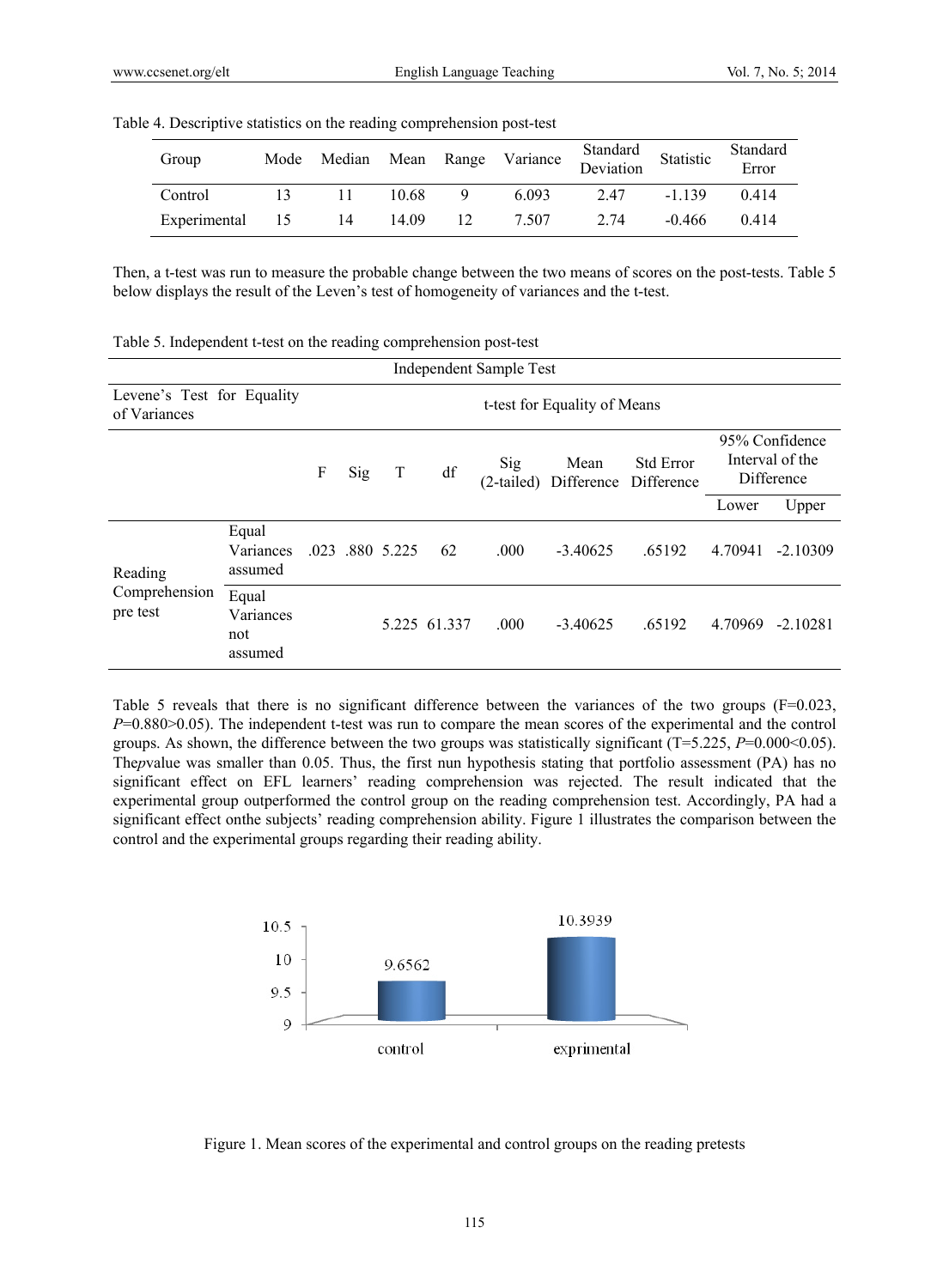Table 4. Descriptive statistics on the reading comprehension post-test

| Group | Mode | Median | Mean | Range | Variance | Standard Deviation | Statistic | Standard Error |
|---|---|---|---|---|---|---|---|---|
| Control | 13 | 11 | 10.68 | 9 | 6.093 | 2.47 | -1.139 | 0.414 |
| Experimental | 15 | 14 | 14.09 | 12 | 7.507 | 2.74 | -0.466 | 0.414 |

Then, a t-test was run to measure the probable change between the two means of scores on the post-tests. Table 5 below displays the result of the Leven's test of homogeneity of variances and the t-test.

Table 5. Independent t-test on the reading comprehension post-test

| Independent Sample Test | | | | | | | | | | |
|---|---|---|---|---|---|---|---|---|---|---|
| Levene's Test for Equality of Variances | | | | t-test for Equality of Means | | | | | | |
| | | F | Sig | T | df | Sig (2-tailed) | Mean Difference | Std Error Difference | 95% Confidence Interval of the Difference | |
| | | | | | | | | | Lower | Upper |
| Reading Comprehension pre test | Equal Variances assumed | .023 | .880 | 5.225 | 62 | .000 | -3.40625 | .65192 | 4.70941 | -2.10309 |
| | Equal Variances not assumed | | | 5.225 | 61.337 | .000 | -3.40625 | .65192 | 4.70969 | -2.10281 |

Table 5 reveals that there is no significant difference between the variances of the two groups (F=0.023, *P*=0.880>0.05). The independent t-test was run to compare the mean scores of the experimental and the control groups. As shown, the difference between the two groups was statistically significant (T=5.225, *P*=0.000<0.05). The*p*value was smaller than 0.05. Thus, the first nun hypothesis stating that portfolio assessment (PA) has no significant effect on EFL learners' reading comprehension was rejected. The result indicated that the experimental group outperformed the control group on the reading comprehension test. Accordingly, PA had a significant effect onthe subjects' reading comprehension ability. Figure 1 illustrates the comparison between the control and the experimental groups regarding their reading ability.

Figure 1. Mean scores of the experimental and control groups on the reading pretests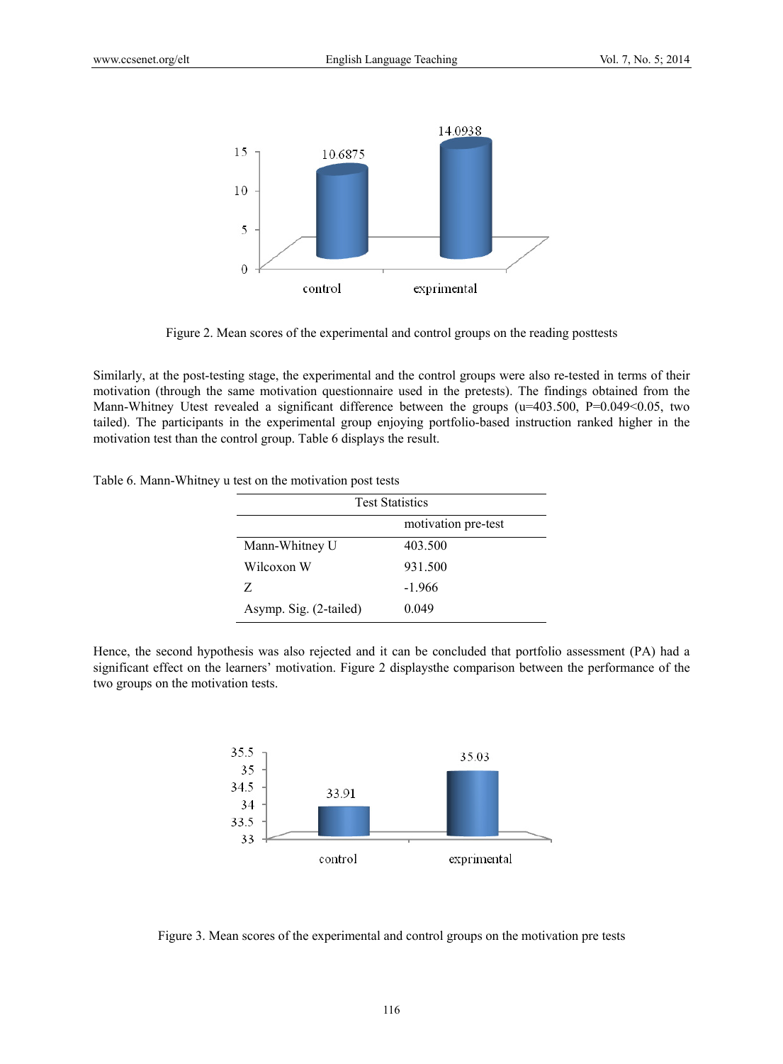Figure 2. Mean scores of the experimental and control groups on the reading posttests

Similarly, at the post-testing stage, the experimental and the control groups were also re-tested in terms of their motivation (through the same motivation questionnaire used in the pretests). The findings obtained from the Mann-Whitney Utest revealed a significant difference between the groups (u=403.500, P=0.049<0.05, two tailed). The participants in the experimental group enjoying portfolio-based instruction ranked higher in the motivation test than the control group. Table 6 displays the result.

Table 6. Mann-Whitney u test on the motivation post tests

| Test Statistics | |
|---|---|
| | motivation pre-test |
| Mann-Whitney U | 403.500 |
| Wilcoxon W | 931.500 |
| Z | -1.966 |
| Asymp. Sig. (2-tailed) | 0.049 |

Hence, the second hypothesis was also rejected and it can be concluded that portfolio assessment (PA) had a significant effect on the learners' motivation. Figure 2 displaysthe comparison between the performance of the two groups on the motivation tests.

Figure 3. Mean scores of the experimental and control groups on the motivation pre tests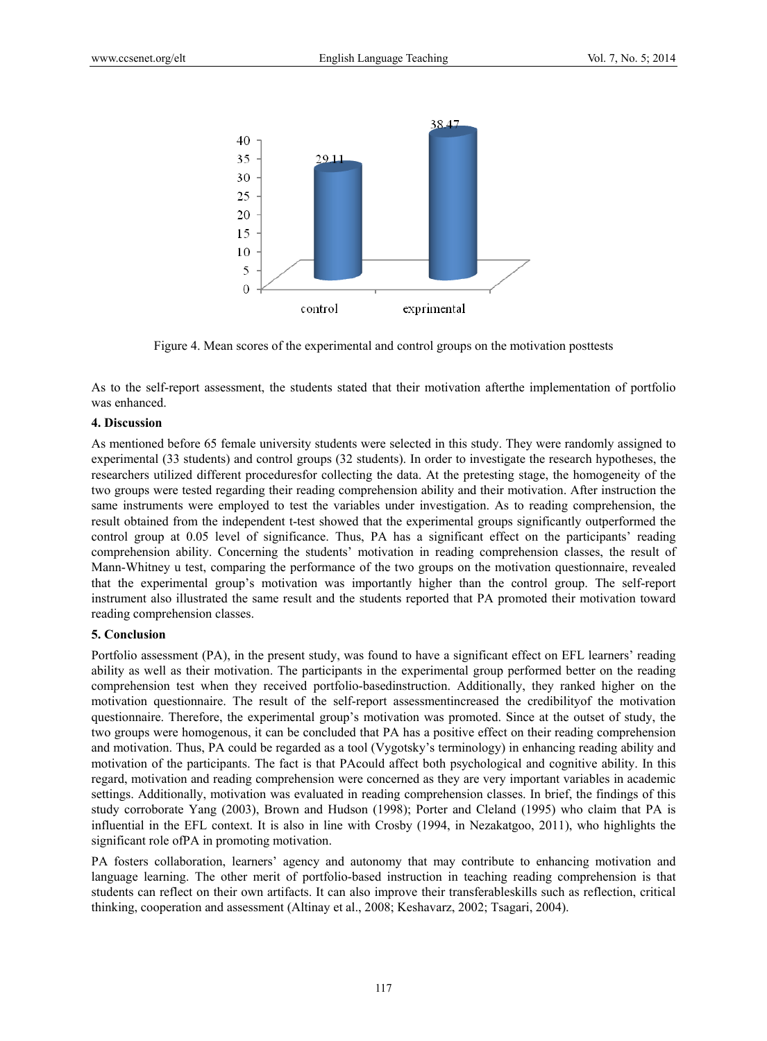38.47

40
35
30
25
20
15
10
5
0

29.11

control

exprimental

Figure 4. Mean scores of the experimental and control groups on the motivation posttests

As to the self-report assessment, the students stated that their motivation afterthe implementation of portfolio was enhanced.

**4. Discussion**

As mentioned before 65 female university students were selected in this study. They were randomly assigned to experimental (33 students) and control groups (32 students). In order to investigate the research hypotheses, the researchers utilized different proceduresfor collecting the data. At the pretesting stage, the homogeneity of the two groups were tested regarding their reading comprehension ability and their motivation. After instruction the same instruments were employed to test the variables under investigation. As to reading comprehension, the result obtained from the independent t-test showed that the experimental groups significantly outperformed the control group at 0.05 level of significance. Thus, PA has a significant effect on the participants' reading comprehension ability. Concerning the students' motivation in reading comprehension classes, the result of Mann-Whitney u test, comparing the performance of the two groups on the motivation questionnaire, revealed that the experimental group's motivation was importantly higher than the control group. The self-report instrument also illustrated the same result and the students reported that PA promoted their motivation toward reading comprehension classes.

**5. Conclusion**

Portfolio assessment (PA), in the present study, was found to have a significant effect on EFL learners' reading ability as well as their motivation. The participants in the experimental group performed better on the reading comprehension test when they received portfolio-basedinstruction. Additionally, they ranked higher on the motivation questionnaire. The result of the self-report assessmentincreased the credibilityof the motivation questionnaire. Therefore, the experimental group's motivation was promoted. Since at the outset of study, the two groups were homogenous, it can be concluded that PA has a positive effect on their reading comprehension and motivation. Thus, PA could be regarded as a tool (Vygotsky's terminology) in enhancing reading ability and motivation of the participants. The fact is that PAcould affect both psychological and cognitive ability. In this regard, motivation and reading comprehension were concerned as they are very important variables in academic settings. Additionally, motivation was evaluated in reading comprehension classes. In brief, the findings of this study corroborate Yang (2003), Brown and Hudson (1998); Porter and Cleland (1995) who claim that PA is influential in the EFL context. It is also in line with Crosby (1994, in Nezakatgoo, 2011), who highlights the significant role ofPA in promoting motivation.

PA fosters collaboration, learners' agency and autonomy that may contribute to enhancing motivation and language learning. The other merit of portfolio-based instruction in teaching reading comprehension is that students can reflect on their own artifacts. It can also improve their transferableskills such as reflection, critical thinking, cooperation and assessment (Altinay et al., 2008; Keshavarz, 2002; Tsagari, 2004).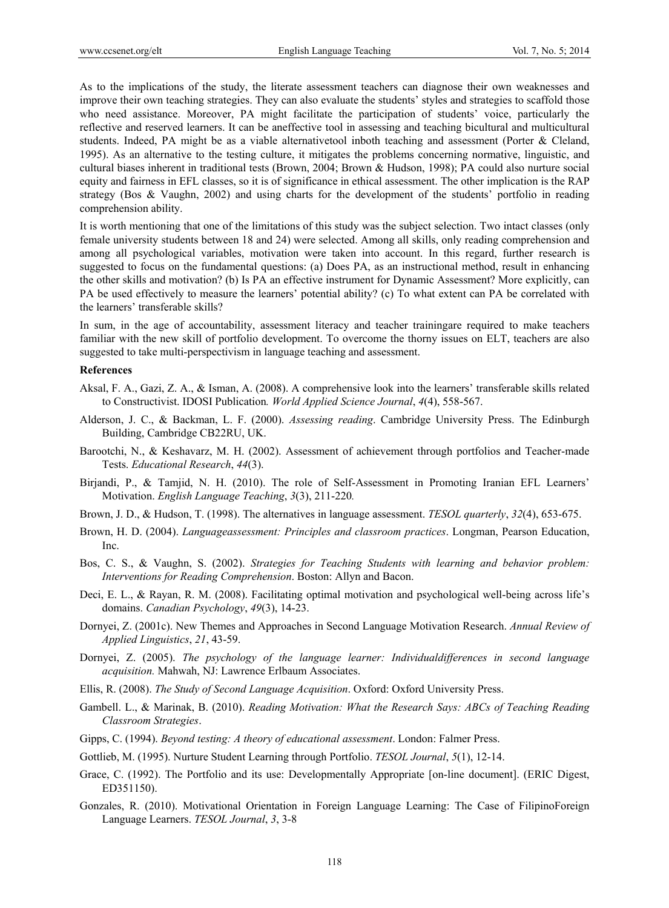As to the implications of the study, the literate assessment teachers can diagnose their own weaknesses and improve their own teaching strategies. They can also evaluate the students' styles and strategies to scaffold those who need assistance. Moreover, PA might facilitate the participation of students' voice, particularly the reflective and reserved learners. It can be aneffective tool in assessing and teaching bicultural and multicultural students. Indeed, PA might be as a viable alternativetool inboth teaching and assessment (Porter & Cleland, 1995). As an alternative to the testing culture, it mitigates the problems concerning normative, linguistic, and cultural biases inherent in traditional tests (Brown, 2004; Brown & Hudson, 1998); PA could also nurture social equity and fairness in EFL classes, so it is of significance in ethical assessment. The other implication is the RAP strategy (Bos & Vaughn, 2002) and using charts for the development of the students' portfolio in reading comprehension ability.

It is worth mentioning that one of the limitations of this study was the subject selection. Two intact classes (only female university students between 18 and 24) were selected. Among all skills, only reading comprehension and among all psychological variables, motivation were taken into account. In this regard, further research is suggested to focus on the fundamental questions: (a) Does PA, as an instructional method, result in enhancing the other skills and motivation? (b) Is PA an effective instrument for Dynamic Assessment? More explicitly, can PA be used effectively to measure the learners' potential ability? (c) To what extent can PA be correlated with the learners' transferable skills?

In sum, in the age of accountability, assessment literacy and teacher trainingare required to make teachers familiar with the new skill of portfolio development. To overcome the thorny issues on ELT, teachers are also suggested to take multi-perspectivism in language teaching and assessment.

**References**

Aksal, F. A., Gazi, Z. A., & Isman, A. (2008). A comprehensive look into the learners' transferable skills related to Constructivist. IDOSI Publication*. World Applied Science Journal*, *4*(4), 558-567.

Alderson, J. C., & Backman, L. F. (2000). *Assessing reading*. Cambridge University Press. The Edinburgh Building, Cambridge CB22RU, UK.

Barootchi, N., & Keshavarz, M. H. (2002). Assessment of achievement through portfolios and Teacher-made Tests. *Educational Research*, *44*(3).

Birjandi, P., & Tamjid, N. H. (2010). The role of Self-Assessment in Promoting Iranian EFL Learners' Motivation. *English Language Teaching*, *3*(3), 211-220*.*

Brown, J. D., & Hudson, T. (1998). The alternatives in language assessment. *TESOL quarterly*, *32*(4), 653-675.

Brown, H. D. (2004). *Languageassessment: Principles and classroom practices*. Longman, Pearson Education, Inc.

Bos, C. S., & Vaughn, S. (2002). *Strategies for Teaching Students with learning and behavior problem: Interventions for Reading Comprehension*. Boston: Allyn and Bacon.

Deci, E. L., & Rayan, R. M. (2008). Facilitating optimal motivation and psychological well-being across life's domains. *Canadian Psychology*, *49*(3), 14-23.

Dornyei, Z. (2001c). New Themes and Approaches in Second Language Motivation Research. *Annual Review of Applied Linguistics*, *21*, 43-59.

Dornyei, Z. (2005). *The psychology of the language learner: Individualdifferences in second language acquisition.* Mahwah, NJ: Lawrence Erlbaum Associates.

Ellis, R. (2008). *The Study of Second Language Acquisition*. Oxford: Oxford University Press.

Gambell. L., & Marinak, B. (2010). *Reading Motivation: What the Research Says: ABCs of Teaching Reading Classroom Strategies*.

Gipps, C. (1994). *Beyond testing: A theory of educational assessment*. London: Falmer Press.

Gottlieb, M. (1995). Nurture Student Learning through Portfolio. *TESOL Journal*, *5*(1), 12-14.

Grace, C. (1992). The Portfolio and its use: Developmentally Appropriate [on-line document]. (ERIC Digest, ED351150).

Gonzales, R. (2010). Motivational Orientation in Foreign Language Learning: The Case of FilipinoForeign Language Learners. *TESOL Journal*, *3*, 3-8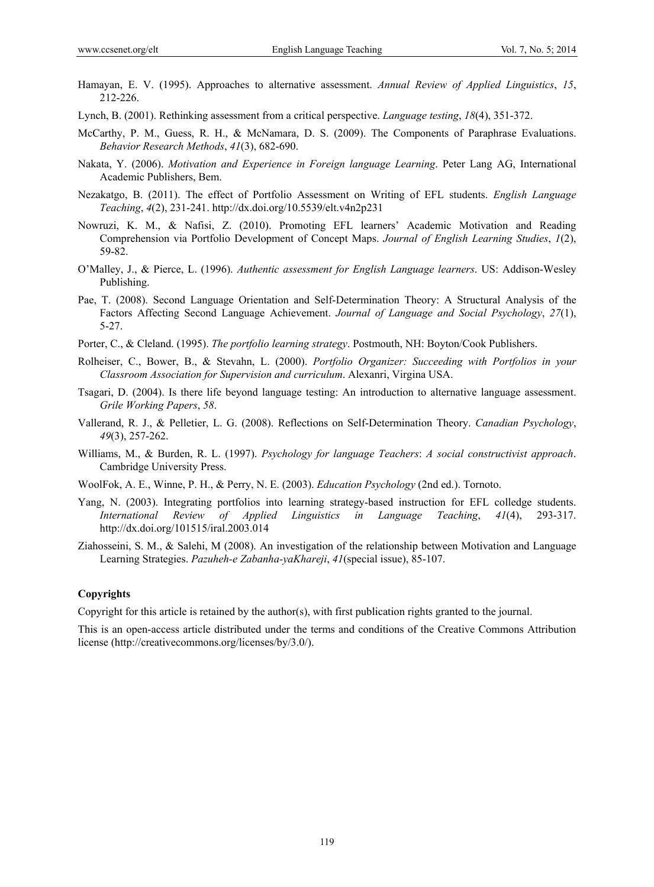Hamayan, E. V. (1995). Approaches to alternative assessment. *Annual Review of Applied Linguistics*, *15*, 212-226.

Lynch, B. (2001). Rethinking assessment from a critical perspective. *Language testing*, *18*(4), 351-372.

McCarthy, P. M., Guess, R. H., & McNamara, D. S. (2009). The Components of Paraphrase Evaluations. *Behavior Research Methods*, *41*(3), 682-690.

Nakata, Y. (2006). *Motivation and Experience in Foreign language Learning*. Peter Lang AG, International Academic Publishers, Bem.

Nezakatgo, B. (2011). The effect of Portfolio Assessment on Writing of EFL students. *English Language Teaching*, *4*(2), 231-241. http://dx.doi.org/10.5539/elt.v4n2p231

Nowruzi, K. M., & Nafisi, Z. (2010). Promoting EFL learners' Academic Motivation and Reading Comprehension via Portfolio Development of Concept Maps. *Journal of English Learning Studies*, *1*(2), 59-82.

O'Malley, J., & Pierce, L. (1996). *Authentic assessment for English Language learners*. US: Addison-Wesley Publishing.

Pae, T. (2008). Second Language Orientation and Self-Determination Theory: A Structural Analysis of the Factors Affecting Second Language Achievement. *Journal of Language and Social Psychology*, *27*(1), 5-27.

Porter, C., & Cleland. (1995). *The portfolio learning strategy*. Postmouth, NH: Boyton/Cook Publishers.

Rolheiser, C., Bower, B., & Stevahn, L. (2000). *Portfolio Organizer: Succeeding with Portfolios in your Classroom Association for Supervision and curriculum*. Alexanri, Virgina USA.

Tsagari, D. (2004). Is there life beyond language testing: An introduction to alternative language assessment. *Grile Working Papers*, *58*.

Vallerand, R. J., & Pelletier, L. G. (2008). Reflections on Self-Determination Theory. *Canadian Psychology*, *49*(3), 257-262.

Williams, M., & Burden, R. L. (1997). *Psychology for language Teachers*: *A social constructivist approach*. Cambridge University Press.

WoolFok, A. E., Winne, P. H., & Perry, N. E. (2003). *Education Psychology* (2nd ed.). Tornoto.

Yang, N. (2003). Integrating portfolios into learning strategy-based instruction for EFL colledge students. *International Review of Applied Linguistics in Language Teaching*, *41*(4), 293-317. http://dx.doi.org/101515/iral.2003.014

Ziahosseini, S. M., & Salehi, M (2008). An investigation of the relationship between Motivation and Language Learning Strategies. *Pazuheh-e Zabanha-yaKhareji*, *41*(special issue), 85-107.

**Copyrights**

Copyright for this article is retained by the author(s), with first publication rights granted to the journal.

This is an open-access article distributed under the terms and conditions of the Creative Commons Attribution license (http://creativecommons.org/licenses/by/3.0/).